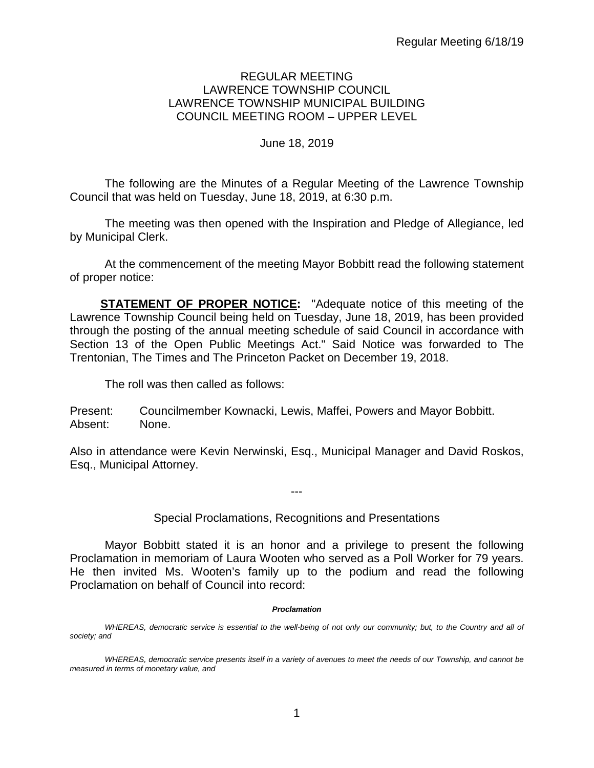REGULAR MEETING
LAWRENCE TOWNSHIP COUNCIL
LAWRENCE TOWNSHIP MUNICIPAL BUILDING
COUNCIL MEETING ROOM – UPPER LEVEL

June 18, 2019

The following are the Minutes of a Regular Meeting of the Lawrence Township Council that was held on Tuesday, June 18, 2019, at 6:30 p.m.

The meeting was then opened with the Inspiration and Pledge of Allegiance, led by Municipal Clerk.

At the commencement of the meeting Mayor Bobbitt read the following statement of proper notice:

**STATEMENT OF PROPER NOTICE:** "Adequate notice of this meeting of the Lawrence Township Council being held on Tuesday, June 18, 2019, has been provided through the posting of the annual meeting schedule of said Council in accordance with Section 13 of the Open Public Meetings Act." Said Notice was forwarded to The Trentonian, The Times and The Princeton Packet on December 19, 2018.

The roll was then called as follows:

Present: Councilmember Kownacki, Lewis, Maffei, Powers and Mayor Bobbitt.
Absent: None.

Also in attendance were Kevin Nerwinski, Esq., Municipal Manager and David Roskos, Esq., Municipal Attorney.

---

Special Proclamations, Recognitions and Presentations

Mayor Bobbitt stated it is an honor and a privilege to present the following Proclamation in memoriam of Laura Wooten who served as a Poll Worker for 79 years. He then invited Ms. Wooten's family up to the podium and read the following Proclamation on behalf of Council into record:

***Proclamation***

*WHEREAS, democratic service is essential to the well-being of not only our community; but, to the Country and all of society; and*

*WHEREAS, democratic service presents itself in a variety of avenues to meet the needs of our Township, and cannot be measured in terms of monetary value, and*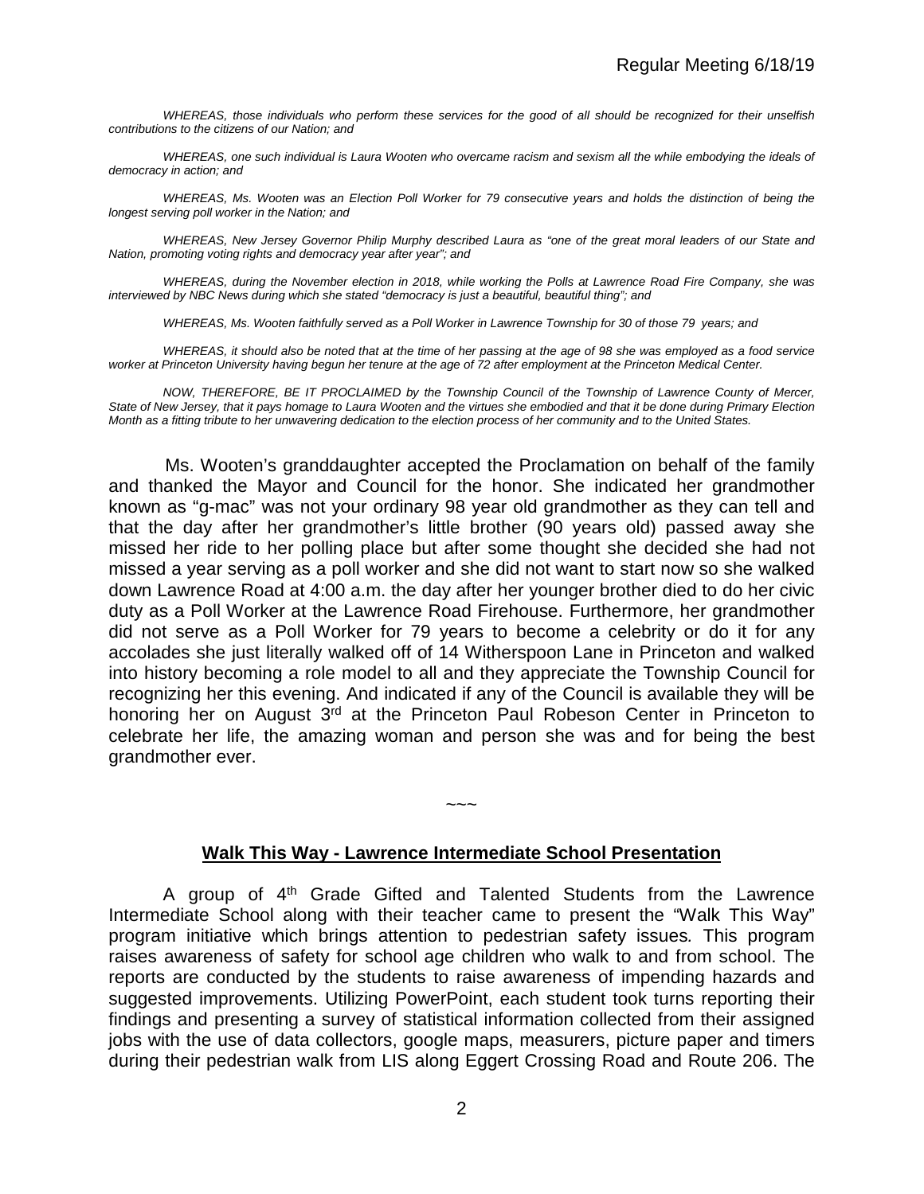*WHEREAS, those individuals who perform these services for the good of all should be recognized for their unselfish contributions to the citizens of our Nation; and*

*WHEREAS, one such individual is Laura Wooten who overcame racism and sexism all the while embodying the ideals of democracy in action; and*

*WHEREAS, Ms. Wooten was an Election Poll Worker for 79 consecutive years and holds the distinction of being the longest serving poll worker in the Nation; and*

*WHEREAS, New Jersey Governor Philip Murphy described Laura as "one of the great moral leaders of our State and Nation, promoting voting rights and democracy year after year"; and*

*WHEREAS, during the November election in 2018, while working the Polls at Lawrence Road Fire Company, she was interviewed by NBC News during which she stated "democracy is just a beautiful, beautiful thing"; and*

*WHEREAS, Ms. Wooten faithfully served as a Poll Worker in Lawrence Township for 30 of those 79 years; and*

*WHEREAS, it should also be noted that at the time of her passing at the age of 98 she was employed as a food service worker at Princeton University having begun her tenure at the age of 72 after employment at the Princeton Medical Center.*

*NOW, THEREFORE, BE IT PROCLAIMED by the Township Council of the Township of Lawrence County of Mercer, State of New Jersey, that it pays homage to Laura Wooten and the virtues she embodied and that it be done during Primary Election Month as a fitting tribute to her unwavering dedication to the election process of her community and to the United States.*

Ms. Wooten's granddaughter accepted the Proclamation on behalf of the family and thanked the Mayor and Council for the honor. She indicated her grandmother known as "g-mac" was not your ordinary 98 year old grandmother as they can tell and that the day after her grandmother's little brother (90 years old) passed away she missed her ride to her polling place but after some thought she decided she had not missed a year serving as a poll worker and she did not want to start now so she walked down Lawrence Road at 4:00 a.m. the day after her younger brother died to do her civic duty as a Poll Worker at the Lawrence Road Firehouse. Furthermore, her grandmother did not serve as a Poll Worker for 79 years to become a celebrity or do it for any accolades she just literally walked off of 14 Witherspoon Lane in Princeton and walked into history becoming a role model to all and they appreciate the Township Council for recognizing her this evening. And indicated if any of the Council is available they will be honoring her on August 3rd at the Princeton Paul Robeson Center in Princeton to celebrate her life, the amazing woman and person she was and for being the best grandmother ever.

~~~

## Walk This Way - Lawrence Intermediate School Presentation

A group of 4th Grade Gifted and Talented Students from the Lawrence Intermediate School along with their teacher came to present the "Walk This Way" program initiative which brings attention to pedestrian safety issues*.* This program raises awareness of safety for school age children who walk to and from school. The reports are conducted by the students to raise awareness of impending hazards and suggested improvements. Utilizing PowerPoint, each student took turns reporting their findings and presenting a survey of statistical information collected from their assigned jobs with the use of data collectors, google maps, measurers, picture paper and timers during their pedestrian walk from LIS along Eggert Crossing Road and Route 206. The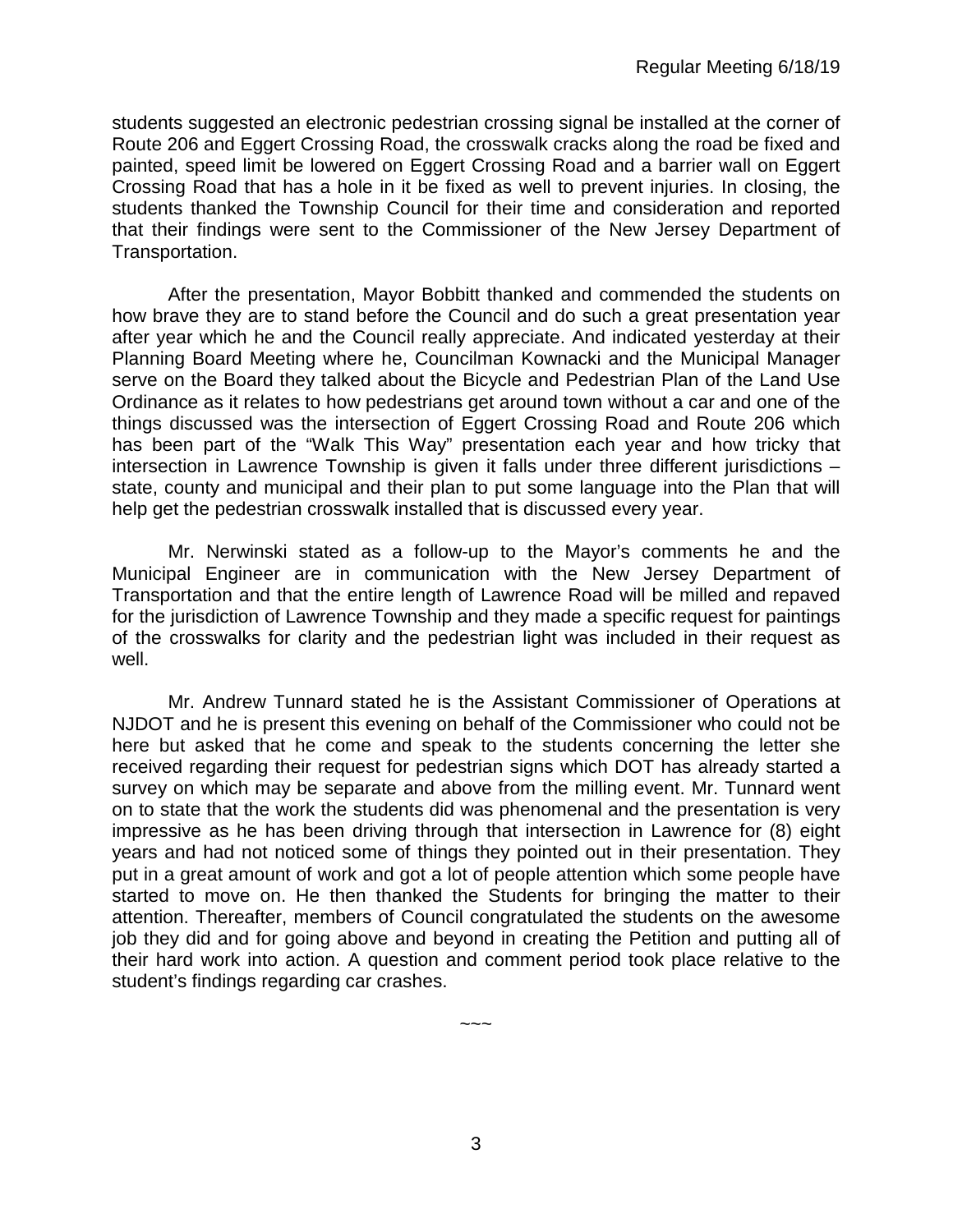students suggested an electronic pedestrian crossing signal be installed at the corner of Route 206 and Eggert Crossing Road, the crosswalk cracks along the road be fixed and painted, speed limit be lowered on Eggert Crossing Road and a barrier wall on Eggert Crossing Road that has a hole in it be fixed as well to prevent injuries. In closing, the students thanked the Township Council for their time and consideration and reported that their findings were sent to the Commissioner of the New Jersey Department of Transportation.

After the presentation, Mayor Bobbitt thanked and commended the students on how brave they are to stand before the Council and do such a great presentation year after year which he and the Council really appreciate. And indicated yesterday at their Planning Board Meeting where he, Councilman Kownacki and the Municipal Manager serve on the Board they talked about the Bicycle and Pedestrian Plan of the Land Use Ordinance as it relates to how pedestrians get around town without a car and one of the things discussed was the intersection of Eggert Crossing Road and Route 206 which has been part of the "Walk This Way" presentation each year and how tricky that intersection in Lawrence Township is given it falls under three different jurisdictions – state, county and municipal and their plan to put some language into the Plan that will help get the pedestrian crosswalk installed that is discussed every year.

Mr. Nerwinski stated as a follow-up to the Mayor's comments he and the Municipal Engineer are in communication with the New Jersey Department of Transportation and that the entire length of Lawrence Road will be milled and repaved for the jurisdiction of Lawrence Township and they made a specific request for paintings of the crosswalks for clarity and the pedestrian light was included in their request as well.

Mr. Andrew Tunnard stated he is the Assistant Commissioner of Operations at NJDOT and he is present this evening on behalf of the Commissioner who could not be here but asked that he come and speak to the students concerning the letter she received regarding their request for pedestrian signs which DOT has already started a survey on which may be separate and above from the milling event. Mr. Tunnard went on to state that the work the students did was phenomenal and the presentation is very impressive as he has been driving through that intersection in Lawrence for (8) eight years and had not noticed some of things they pointed out in their presentation. They put in a great amount of work and got a lot of people attention which some people have started to move on. He then thanked the Students for bringing the matter to their attention. Thereafter, members of Council congratulated the students on the awesome job they did and for going above and beyond in creating the Petition and putting all of their hard work into action. A question and comment period took place relative to the student's findings regarding car crashes.

~~~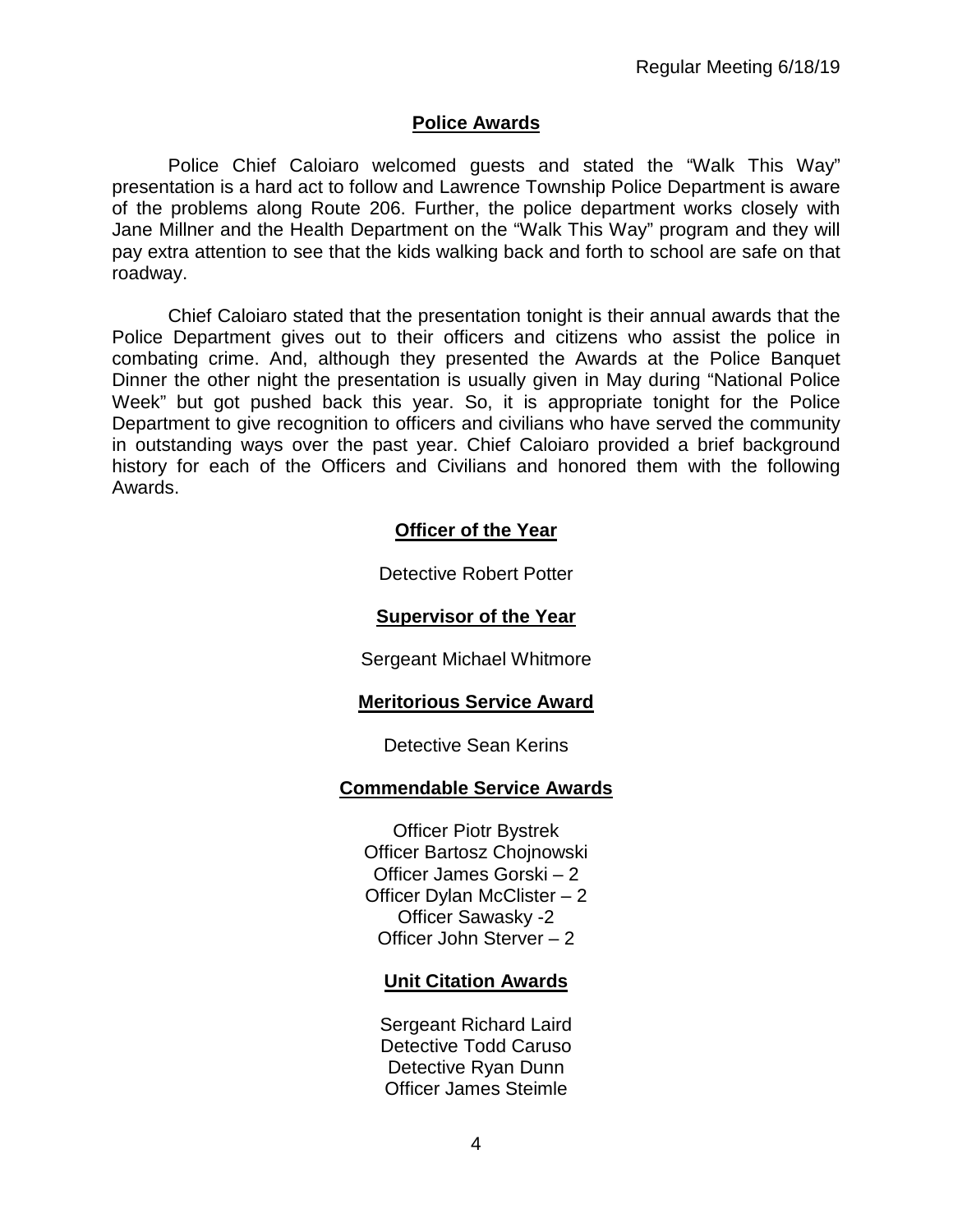## Police Awards

Police Chief Caloiaro welcomed guests and stated the "Walk This Way" presentation is a hard act to follow and Lawrence Township Police Department is aware of the problems along Route 206. Further, the police department works closely with Jane Millner and the Health Department on the "Walk This Way" program and they will pay extra attention to see that the kids walking back and forth to school are safe on that roadway.

Chief Caloiaro stated that the presentation tonight is their annual awards that the Police Department gives out to their officers and citizens who assist the police in combating crime. And, although they presented the Awards at the Police Banquet Dinner the other night the presentation is usually given in May during "National Police Week" but got pushed back this year. So, it is appropriate tonight for the Police Department to give recognition to officers and civilians who have served the community in outstanding ways over the past year. Chief Caloiaro provided a brief background history for each of the Officers and Civilians and honored them with the following Awards.

### Officer of the Year

Detective Robert Potter

### Supervisor of the Year

Sergeant Michael Whitmore

### Meritorious Service Award

Detective Sean Kerins

### Commendable Service Awards

Officer Piotr Bystrek
Officer Bartosz Chojnowski
Officer James Gorski – 2
Officer Dylan McClister – 2
Officer Sawasky -2
Officer John Sterver – 2

### Unit Citation Awards

Sergeant Richard Laird
Detective Todd Caruso
Detective Ryan Dunn
Officer James Steimle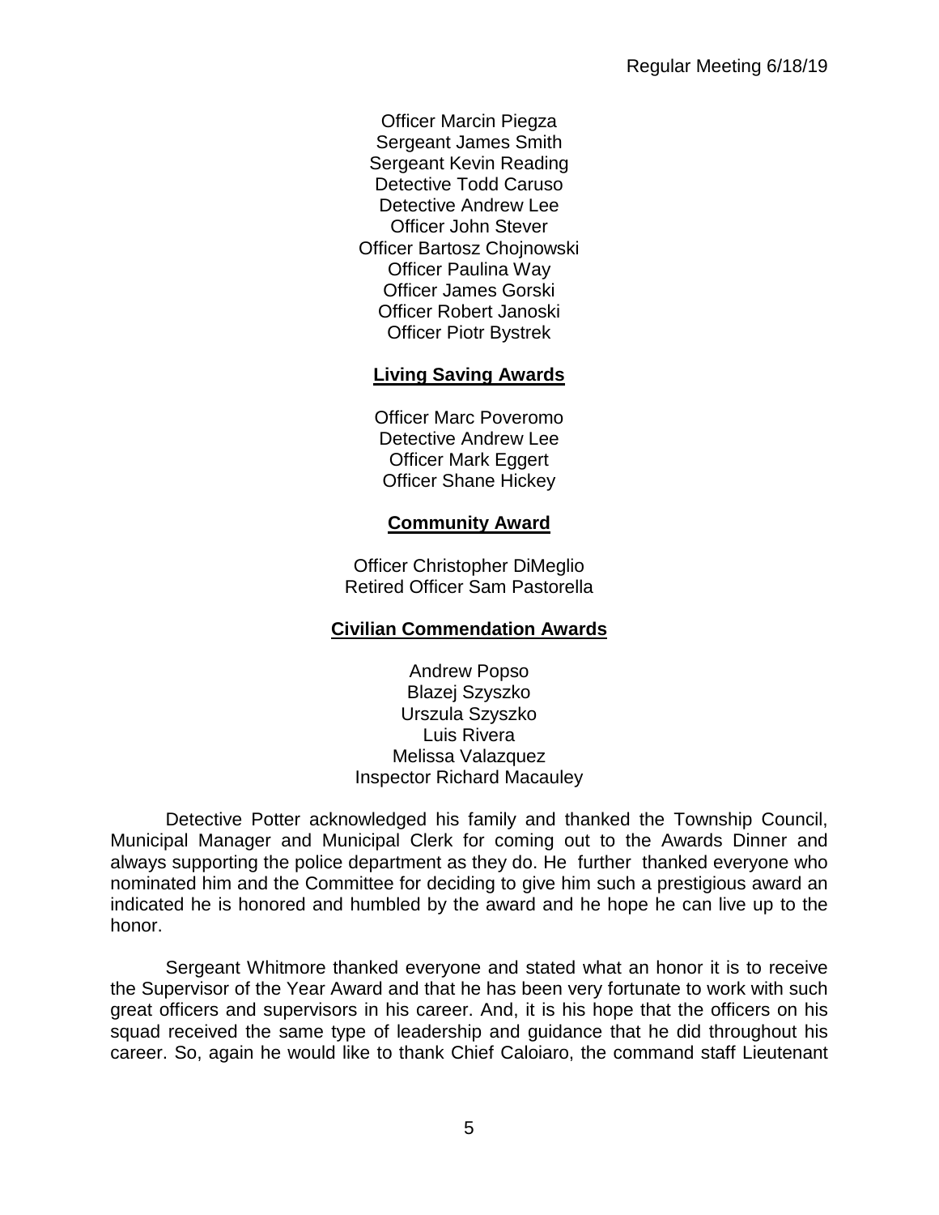Officer Marcin Piegza
Sergeant James Smith
Sergeant Kevin Reading
Detective Todd Caruso
Detective Andrew Lee
Officer John Stever
Officer Bartosz Chojnowski
Officer Paulina Way
Officer James Gorski
Officer Robert Janoski
Officer Piotr Bystrek

**Living Saving Awards**

Officer Marc Poveromo
Detective Andrew Lee
Officer Mark Eggert
Officer Shane Hickey

**Community Award**

Officer Christopher DiMeglio
Retired Officer Sam Pastorella

**Civilian Commendation Awards**

Andrew Popso
Blazej Szyszko
Urszula Szyszko
Luis Rivera
Melissa Valazquez
Inspector Richard Macauley

Detective Potter acknowledged his family and thanked the Township Council, Municipal Manager and Municipal Clerk for coming out to the Awards Dinner and always supporting the police department as they do. He further thanked everyone who nominated him and the Committee for deciding to give him such a prestigious award an indicated he is honored and humbled by the award and he hope he can live up to the honor.

Sergeant Whitmore thanked everyone and stated what an honor it is to receive the Supervisor of the Year Award and that he has been very fortunate to work with such great officers and supervisors in his career. And, it is his hope that the officers on his squad received the same type of leadership and guidance that he did throughout his career. So, again he would like to thank Chief Caloiaro, the command staff Lieutenant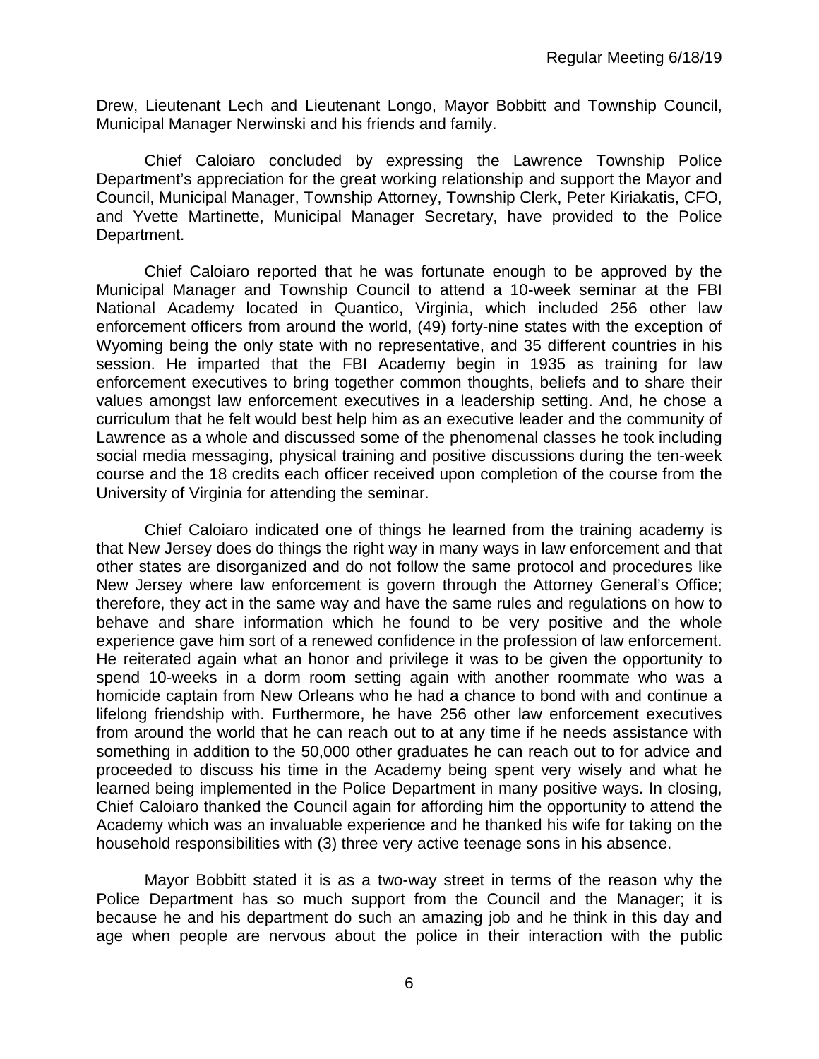Drew, Lieutenant Lech and Lieutenant Longo, Mayor Bobbitt and Township Council, Municipal Manager Nerwinski and his friends and family.

Chief Caloiaro concluded by expressing the Lawrence Township Police Department's appreciation for the great working relationship and support the Mayor and Council, Municipal Manager, Township Attorney, Township Clerk, Peter Kiriakatis, CFO, and Yvette Martinette, Municipal Manager Secretary, have provided to the Police Department.

Chief Caloiaro reported that he was fortunate enough to be approved by the Municipal Manager and Township Council to attend a 10-week seminar at the FBI National Academy located in Quantico, Virginia, which included 256 other law enforcement officers from around the world, (49) forty-nine states with the exception of Wyoming being the only state with no representative, and 35 different countries in his session. He imparted that the FBI Academy begin in 1935 as training for law enforcement executives to bring together common thoughts, beliefs and to share their values amongst law enforcement executives in a leadership setting. And, he chose a curriculum that he felt would best help him as an executive leader and the community of Lawrence as a whole and discussed some of the phenomenal classes he took including social media messaging, physical training and positive discussions during the ten-week course and the 18 credits each officer received upon completion of the course from the University of Virginia for attending the seminar.

Chief Caloiaro indicated one of things he learned from the training academy is that New Jersey does do things the right way in many ways in law enforcement and that other states are disorganized and do not follow the same protocol and procedures like New Jersey where law enforcement is govern through the Attorney General's Office; therefore, they act in the same way and have the same rules and regulations on how to behave and share information which he found to be very positive and the whole experience gave him sort of a renewed confidence in the profession of law enforcement. He reiterated again what an honor and privilege it was to be given the opportunity to spend 10-weeks in a dorm room setting again with another roommate who was a homicide captain from New Orleans who he had a chance to bond with and continue a lifelong friendship with. Furthermore, he have 256 other law enforcement executives from around the world that he can reach out to at any time if he needs assistance with something in addition to the 50,000 other graduates he can reach out to for advice and proceeded to discuss his time in the Academy being spent very wisely and what he learned being implemented in the Police Department in many positive ways. In closing, Chief Caloiaro thanked the Council again for affording him the opportunity to attend the Academy which was an invaluable experience and he thanked his wife for taking on the household responsibilities with (3) three very active teenage sons in his absence.

Mayor Bobbitt stated it is as a two-way street in terms of the reason why the Police Department has so much support from the Council and the Manager; it is because he and his department do such an amazing job and he think in this day and age when people are nervous about the police in their interaction with the public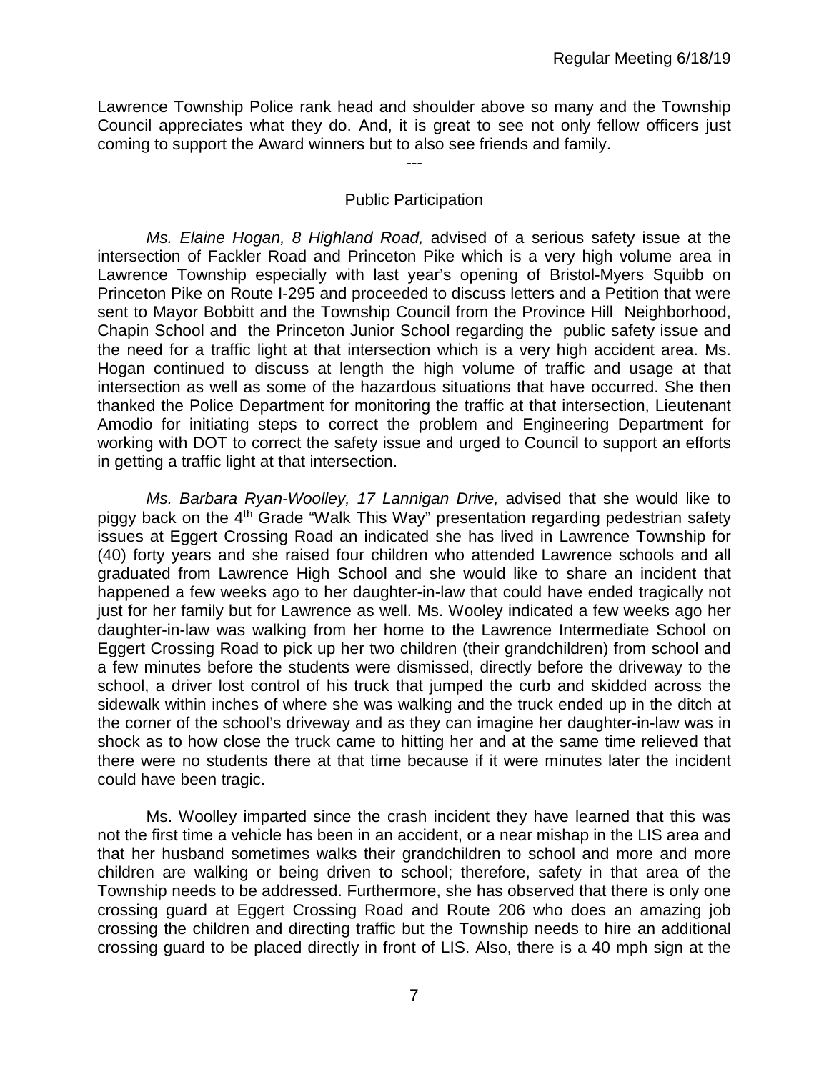Lawrence Township Police rank head and shoulder above so many and the Township Council appreciates what they do. And, it is great to see not only fellow officers just coming to support the Award winners but to also see friends and family.

---

## Public Participation

*Ms. Elaine Hogan, 8 Highland Road,* advised of a serious safety issue at the intersection of Fackler Road and Princeton Pike which is a very high volume area in Lawrence Township especially with last year's opening of Bristol-Myers Squibb on Princeton Pike on Route I-295 and proceeded to discuss letters and a Petition that were sent to Mayor Bobbitt and the Township Council from the Province Hill Neighborhood, Chapin School and the Princeton Junior School regarding the public safety issue and the need for a traffic light at that intersection which is a very high accident area. Ms. Hogan continued to discuss at length the high volume of traffic and usage at that intersection as well as some of the hazardous situations that have occurred. She then thanked the Police Department for monitoring the traffic at that intersection, Lieutenant Amodio for initiating steps to correct the problem and Engineering Department for working with DOT to correct the safety issue and urged to Council to support an efforts in getting a traffic light at that intersection.

*Ms. Barbara Ryan-Woolley, 17 Lannigan Drive,* advised that she would like to piggy back on the 4th Grade "Walk This Way" presentation regarding pedestrian safety issues at Eggert Crossing Road an indicated she has lived in Lawrence Township for (40) forty years and she raised four children who attended Lawrence schools and all graduated from Lawrence High School and she would like to share an incident that happened a few weeks ago to her daughter-in-law that could have ended tragically not just for her family but for Lawrence as well. Ms. Wooley indicated a few weeks ago her daughter-in-law was walking from her home to the Lawrence Intermediate School on Eggert Crossing Road to pick up her two children (their grandchildren) from school and a few minutes before the students were dismissed, directly before the driveway to the school, a driver lost control of his truck that jumped the curb and skidded across the sidewalk within inches of where she was walking and the truck ended up in the ditch at the corner of the school's driveway and as they can imagine her daughter-in-law was in shock as to how close the truck came to hitting her and at the same time relieved that there were no students there at that time because if it were minutes later the incident could have been tragic.

Ms. Woolley imparted since the crash incident they have learned that this was not the first time a vehicle has been in an accident, or a near mishap in the LIS area and that her husband sometimes walks their grandchildren to school and more and more children are walking or being driven to school; therefore, safety in that area of the Township needs to be addressed. Furthermore, she has observed that there is only one crossing guard at Eggert Crossing Road and Route 206 who does an amazing job crossing the children and directing traffic but the Township needs to hire an additional crossing guard to be placed directly in front of LIS. Also, there is a 40 mph sign at the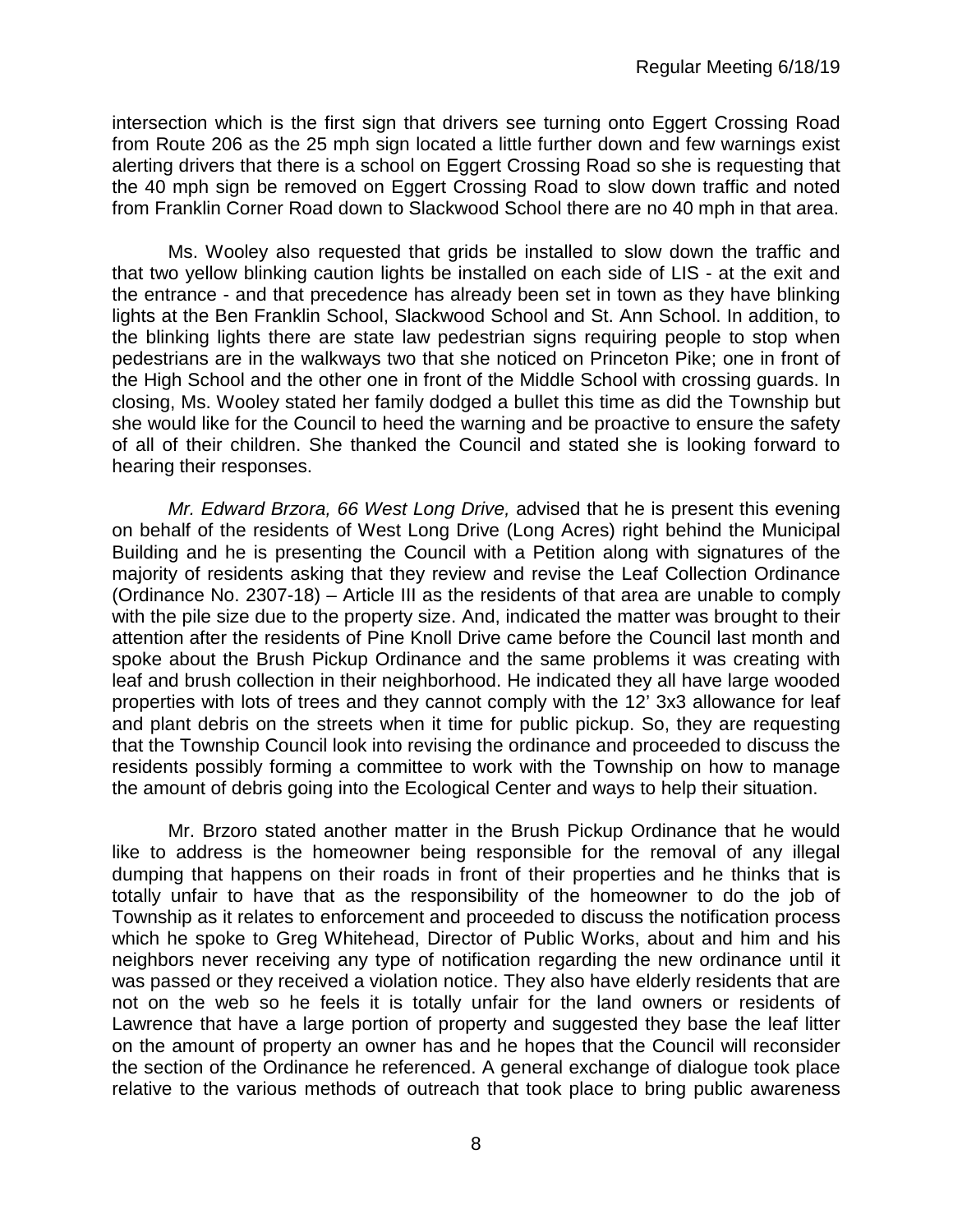intersection which is the first sign that drivers see turning onto Eggert Crossing Road from Route 206 as the 25 mph sign located a little further down and few warnings exist alerting drivers that there is a school on Eggert Crossing Road so she is requesting that the 40 mph sign be removed on Eggert Crossing Road to slow down traffic and noted from Franklin Corner Road down to Slackwood School there are no 40 mph in that area.

Ms. Wooley also requested that grids be installed to slow down the traffic and that two yellow blinking caution lights be installed on each side of LIS - at the exit and the entrance - and that precedence has already been set in town as they have blinking lights at the Ben Franklin School, Slackwood School and St. Ann School. In addition, to the blinking lights there are state law pedestrian signs requiring people to stop when pedestrians are in the walkways two that she noticed on Princeton Pike; one in front of the High School and the other one in front of the Middle School with crossing guards. In closing, Ms. Wooley stated her family dodged a bullet this time as did the Township but she would like for the Council to heed the warning and be proactive to ensure the safety of all of their children. She thanked the Council and stated she is looking forward to hearing their responses.

*Mr. Edward Brzora, 66 West Long Drive,* advised that he is present this evening on behalf of the residents of West Long Drive (Long Acres) right behind the Municipal Building and he is presenting the Council with a Petition along with signatures of the majority of residents asking that they review and revise the Leaf Collection Ordinance (Ordinance No. 2307-18) – Article III as the residents of that area are unable to comply with the pile size due to the property size. And, indicated the matter was brought to their attention after the residents of Pine Knoll Drive came before the Council last month and spoke about the Brush Pickup Ordinance and the same problems it was creating with leaf and brush collection in their neighborhood. He indicated they all have large wooded properties with lots of trees and they cannot comply with the 12' 3x3 allowance for leaf and plant debris on the streets when it time for public pickup. So, they are requesting that the Township Council look into revising the ordinance and proceeded to discuss the residents possibly forming a committee to work with the Township on how to manage the amount of debris going into the Ecological Center and ways to help their situation.

Mr. Brzoro stated another matter in the Brush Pickup Ordinance that he would like to address is the homeowner being responsible for the removal of any illegal dumping that happens on their roads in front of their properties and he thinks that is totally unfair to have that as the responsibility of the homeowner to do the job of Township as it relates to enforcement and proceeded to discuss the notification process which he spoke to Greg Whitehead, Director of Public Works, about and him and his neighbors never receiving any type of notification regarding the new ordinance until it was passed or they received a violation notice. They also have elderly residents that are not on the web so he feels it is totally unfair for the land owners or residents of Lawrence that have a large portion of property and suggested they base the leaf litter on the amount of property an owner has and he hopes that the Council will reconsider the section of the Ordinance he referenced. A general exchange of dialogue took place relative to the various methods of outreach that took place to bring public awareness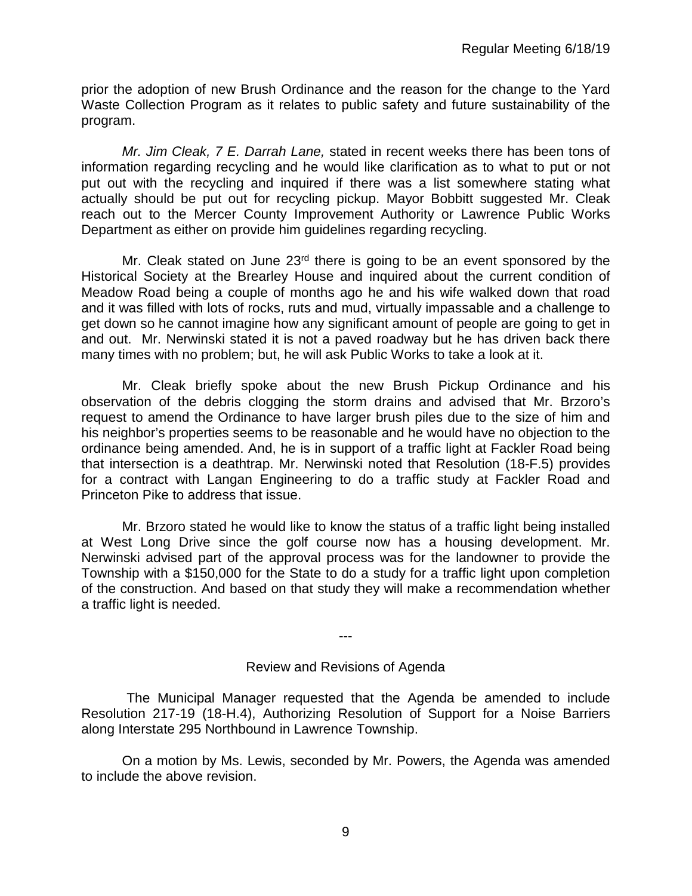prior the adoption of new Brush Ordinance and the reason for the change to the Yard Waste Collection Program as it relates to public safety and future sustainability of the program.

*Mr. Jim Cleak, 7 E. Darrah Lane,* stated in recent weeks there has been tons of information regarding recycling and he would like clarification as to what to put or not put out with the recycling and inquired if there was a list somewhere stating what actually should be put out for recycling pickup. Mayor Bobbitt suggested Mr. Cleak reach out to the Mercer County Improvement Authority or Lawrence Public Works Department as either on provide him guidelines regarding recycling.

Mr. Cleak stated on June 23rd there is going to be an event sponsored by the Historical Society at the Brearley House and inquired about the current condition of Meadow Road being a couple of months ago he and his wife walked down that road and it was filled with lots of rocks, ruts and mud, virtually impassable and a challenge to get down so he cannot imagine how any significant amount of people are going to get in and out. Mr. Nerwinski stated it is not a paved roadway but he has driven back there many times with no problem; but, he will ask Public Works to take a look at it.

Mr. Cleak briefly spoke about the new Brush Pickup Ordinance and his observation of the debris clogging the storm drains and advised that Mr. Brzoro's request to amend the Ordinance to have larger brush piles due to the size of him and his neighbor's properties seems to be reasonable and he would have no objection to the ordinance being amended. And, he is in support of a traffic light at Fackler Road being that intersection is a deathtrap. Mr. Nerwinski noted that Resolution (18-F.5) provides for a contract with Langan Engineering to do a traffic study at Fackler Road and Princeton Pike to address that issue.

Mr. Brzoro stated he would like to know the status of a traffic light being installed at West Long Drive since the golf course now has a housing development. Mr. Nerwinski advised part of the approval process was for the landowner to provide the Township with a $150,000 for the State to do a study for a traffic light upon completion of the construction. And based on that study they will make a recommendation whether a traffic light is needed.

---

## Review and Revisions of Agenda

The Municipal Manager requested that the Agenda be amended to include Resolution 217-19 (18-H.4), Authorizing Resolution of Support for a Noise Barriers along Interstate 295 Northbound in Lawrence Township.

On a motion by Ms. Lewis, seconded by Mr. Powers, the Agenda was amended to include the above revision.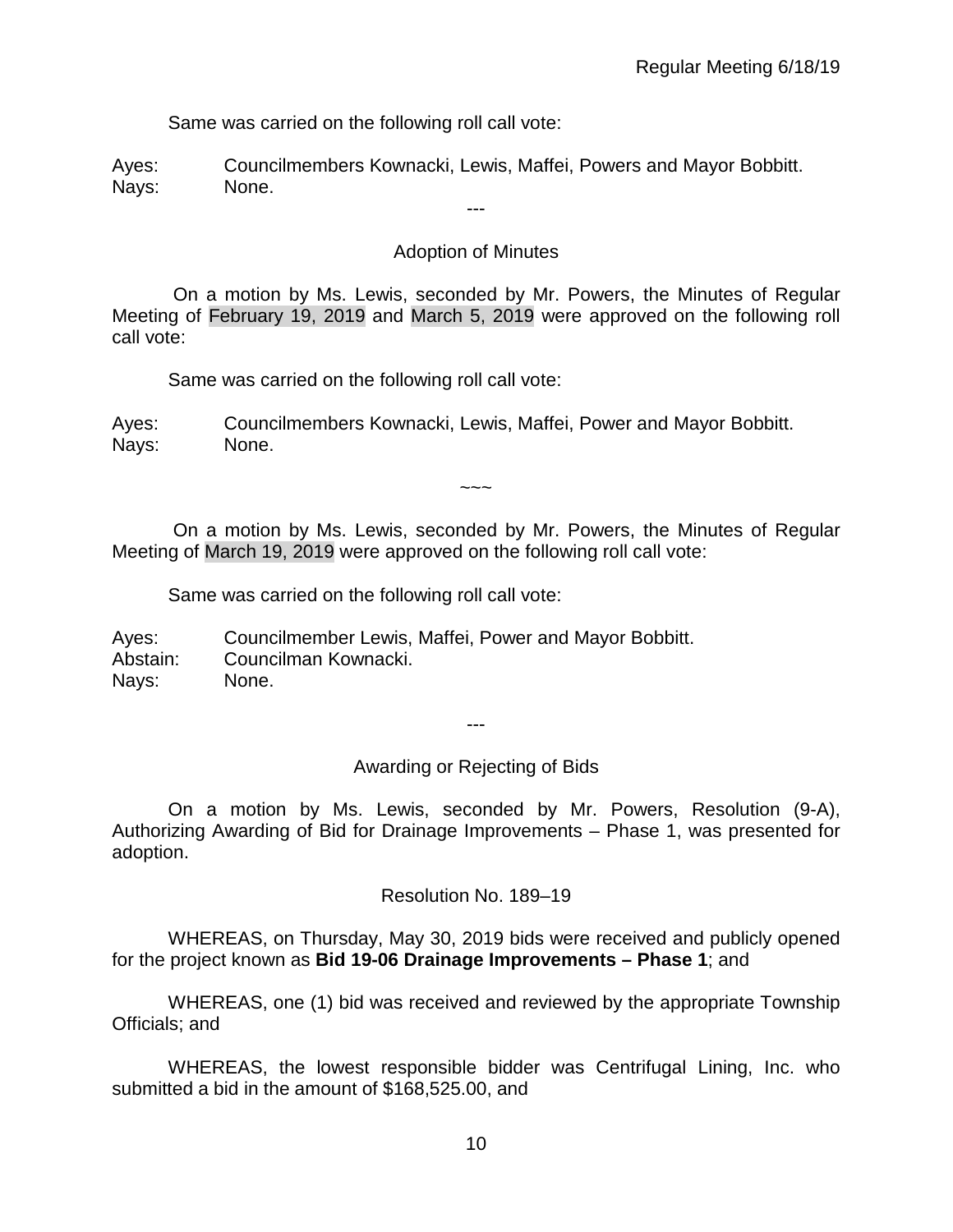Same was carried on the following roll call vote:

Ayes: Councilmembers Kownacki, Lewis, Maffei, Powers and Mayor Bobbitt.
Nays: None.

---

## Adoption of Minutes

On a motion by Ms. Lewis, seconded by Mr. Powers, the Minutes of Regular Meeting of February 19, 2019 and March 5, 2019 were approved on the following roll call vote:

Same was carried on the following roll call vote:

Ayes: Councilmembers Kownacki, Lewis, Maffei, Power and Mayor Bobbitt.
Nays: None.

~~~

On a motion by Ms. Lewis, seconded by Mr. Powers, the Minutes of Regular Meeting of March 19, 2019 were approved on the following roll call vote:

Same was carried on the following roll call vote:

Ayes: Councilmember Lewis, Maffei, Power and Mayor Bobbitt.
Abstain: Councilman Kownacki.
Nays: None.

---

## Awarding or Rejecting of Bids

On a motion by Ms. Lewis, seconded by Mr. Powers, Resolution (9-A), Authorizing Awarding of Bid for Drainage Improvements – Phase 1, was presented for adoption.

### Resolution No. 189–19

WHEREAS, on Thursday, May 30, 2019 bids were received and publicly opened for the project known as **Bid 19-06 Drainage Improvements – Phase 1**; and

WHEREAS, one (1) bid was received and reviewed by the appropriate Township Officials; and

WHEREAS, the lowest responsible bidder was Centrifugal Lining, Inc. who submitted a bid in the amount of $168,525.00, and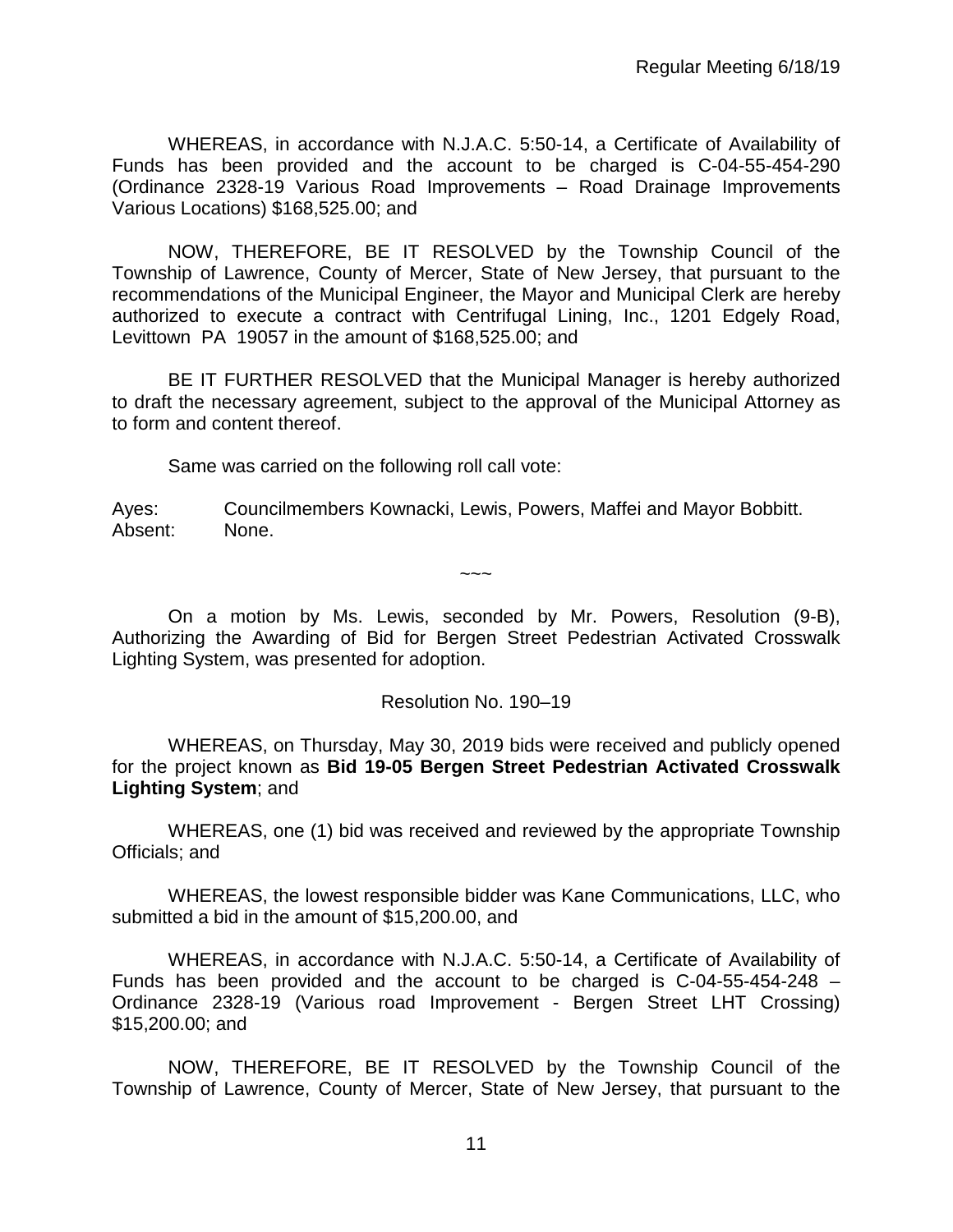WHEREAS, in accordance with N.J.A.C. 5:50-14, a Certificate of Availability of Funds has been provided and the account to be charged is C-04-55-454-290 (Ordinance 2328-19 Various Road Improvements – Road Drainage Improvements Various Locations) $168,525.00; and

NOW, THEREFORE, BE IT RESOLVED by the Township Council of the Township of Lawrence, County of Mercer, State of New Jersey, that pursuant to the recommendations of the Municipal Engineer, the Mayor and Municipal Clerk are hereby authorized to execute a contract with Centrifugal Lining, Inc., 1201 Edgely Road, Levittown PA 19057 in the amount of $168,525.00; and

BE IT FURTHER RESOLVED that the Municipal Manager is hereby authorized to draft the necessary agreement, subject to the approval of the Municipal Attorney as to form and content thereof.

Same was carried on the following roll call vote:

Ayes: Councilmembers Kownacki, Lewis, Powers, Maffei and Mayor Bobbitt.
Absent: None.

~~~

On a motion by Ms. Lewis, seconded by Mr. Powers, Resolution (9-B), Authorizing the Awarding of Bid for Bergen Street Pedestrian Activated Crosswalk Lighting System, was presented for adoption.

Resolution No. 190–19

WHEREAS, on Thursday, May 30, 2019 bids were received and publicly opened for the project known as **Bid 19-05 Bergen Street Pedestrian Activated Crosswalk Lighting System**; and

WHEREAS, one (1) bid was received and reviewed by the appropriate Township Officials; and

WHEREAS, the lowest responsible bidder was Kane Communications, LLC, who submitted a bid in the amount of $15,200.00, and

WHEREAS, in accordance with N.J.A.C. 5:50-14, a Certificate of Availability of Funds has been provided and the account to be charged is C-04-55-454-248 – Ordinance 2328-19 (Various road Improvement - Bergen Street LHT Crossing) $15,200.00; and

NOW, THEREFORE, BE IT RESOLVED by the Township Council of the Township of Lawrence, County of Mercer, State of New Jersey, that pursuant to the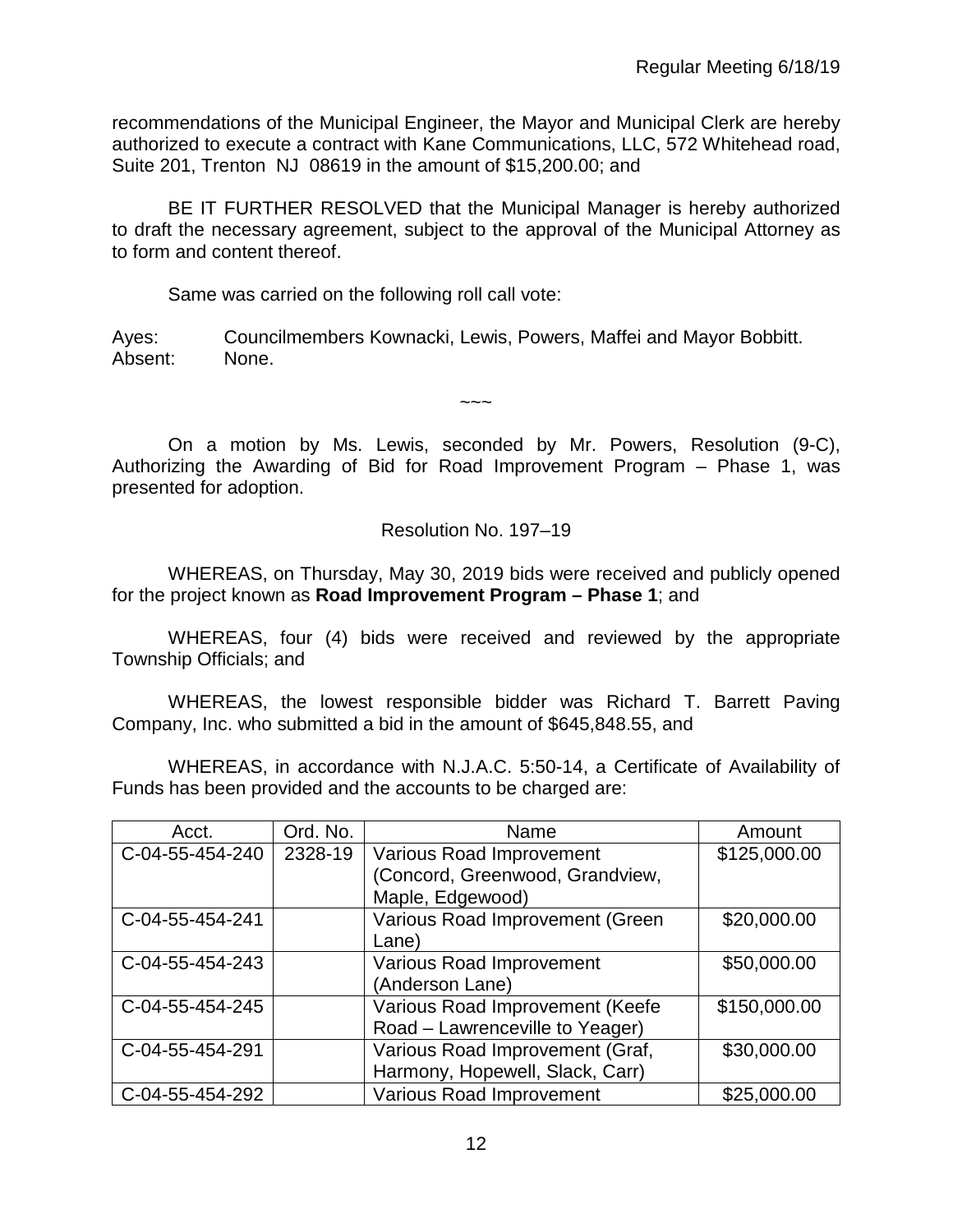recommendations of the Municipal Engineer, the Mayor and Municipal Clerk are hereby authorized to execute a contract with Kane Communications, LLC, 572 Whitehead road, Suite 201, Trenton NJ 08619 in the amount of $15,200.00; and

BE IT FURTHER RESOLVED that the Municipal Manager is hereby authorized to draft the necessary agreement, subject to the approval of the Municipal Attorney as to form and content thereof.

Same was carried on the following roll call vote:

Ayes: Councilmembers Kownacki, Lewis, Powers, Maffei and Mayor Bobbitt.
Absent: None.

~~~

On a motion by Ms. Lewis, seconded by Mr. Powers, Resolution (9-C), Authorizing the Awarding of Bid for Road Improvement Program – Phase 1, was presented for adoption.

Resolution No. 197–19

WHEREAS, on Thursday, May 30, 2019 bids were received and publicly opened for the project known as **Road Improvement Program – Phase 1**; and

WHEREAS, four (4) bids were received and reviewed by the appropriate Township Officials; and

WHEREAS, the lowest responsible bidder was Richard T. Barrett Paving Company, Inc. who submitted a bid in the amount of $645,848.55, and

WHEREAS, in accordance with N.J.A.C. 5:50-14, a Certificate of Availability of Funds has been provided and the accounts to be charged are:

| Acct. | Ord. No. | Name | Amount |
|---|---|---|---|
| C-04-55-454-240 | 2328-19 | Various Road Improvement (Concord, Greenwood, Grandview, Maple, Edgewood) | $125,000.00 |
| C-04-55-454-241 | | Various Road Improvement (Green Lane) | $20,000.00 |
| C-04-55-454-243 | | Various Road Improvement (Anderson Lane) | $50,000.00 |
| C-04-55-454-245 | | Various Road Improvement (Keefe Road – Lawrenceville to Yeager) | $150,000.00 |
| C-04-55-454-291 | | Various Road Improvement (Graf, Harmony, Hopewell, Slack, Carr) | $30,000.00 |
| C-04-55-454-292 | | Various Road Improvement | $25,000.00 |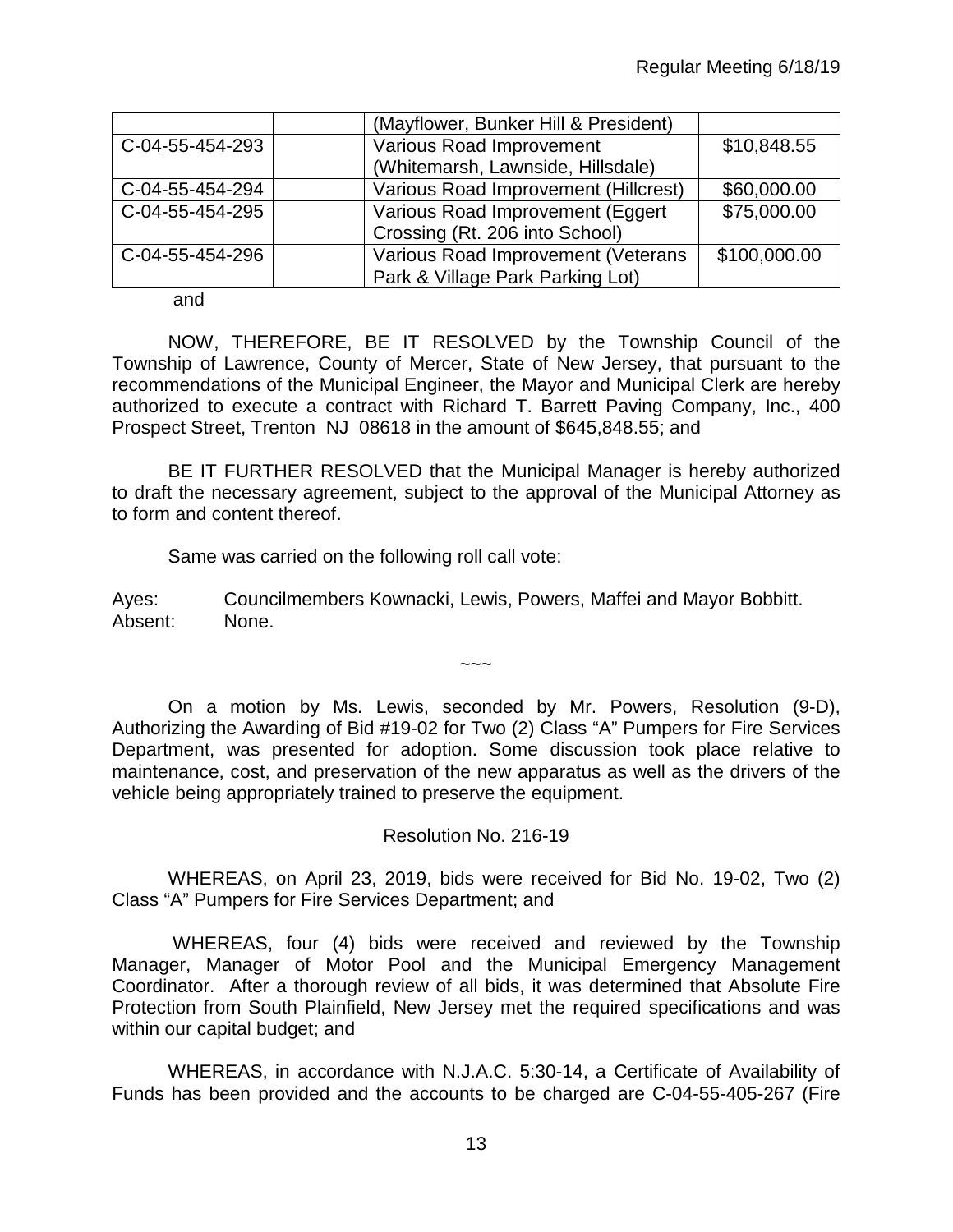| | | (Mayflower, Bunker Hill & President) | |
|---|---|---|---|
| C-04-55-454-293 | | Various Road Improvement (Whitemarsh, Lawnside, Hillsdale) | $10,848.55 |
| C-04-55-454-294 | | Various Road Improvement (Hillcrest) | $60,000.00 |
| C-04-55-454-295 | | Various Road Improvement (Eggert Crossing (Rt. 206 into School) | $75,000.00 |
| C-04-55-454-296 | | Various Road Improvement (Veterans Park & Village Park Parking Lot) | $100,000.00 |

and

NOW, THEREFORE, BE IT RESOLVED by the Township Council of the Township of Lawrence, County of Mercer, State of New Jersey, that pursuant to the recommendations of the Municipal Engineer, the Mayor and Municipal Clerk are hereby authorized to execute a contract with Richard T. Barrett Paving Company, Inc., 400 Prospect Street, Trenton NJ 08618 in the amount of $645,848.55; and

BE IT FURTHER RESOLVED that the Municipal Manager is hereby authorized to draft the necessary agreement, subject to the approval of the Municipal Attorney as to form and content thereof.

Same was carried on the following roll call vote:

Ayes: Councilmembers Kownacki, Lewis, Powers, Maffei and Mayor Bobbitt.
Absent: None.

~~~

On a motion by Ms. Lewis, seconded by Mr. Powers, Resolution (9-D), Authorizing the Awarding of Bid #19-02 for Two (2) Class "A" Pumpers for Fire Services Department, was presented for adoption. Some discussion took place relative to maintenance, cost, and preservation of the new apparatus as well as the drivers of the vehicle being appropriately trained to preserve the equipment.

Resolution No. 216-19

WHEREAS, on April 23, 2019, bids were received for Bid No. 19-02, Two (2) Class "A" Pumpers for Fire Services Department; and

WHEREAS, four (4) bids were received and reviewed by the Township Manager, Manager of Motor Pool and the Municipal Emergency Management Coordinator. After a thorough review of all bids, it was determined that Absolute Fire Protection from South Plainfield, New Jersey met the required specifications and was within our capital budget; and

WHEREAS, in accordance with N.J.A.C. 5:30-14, a Certificate of Availability of Funds has been provided and the accounts to be charged are C-04-55-405-267 (Fire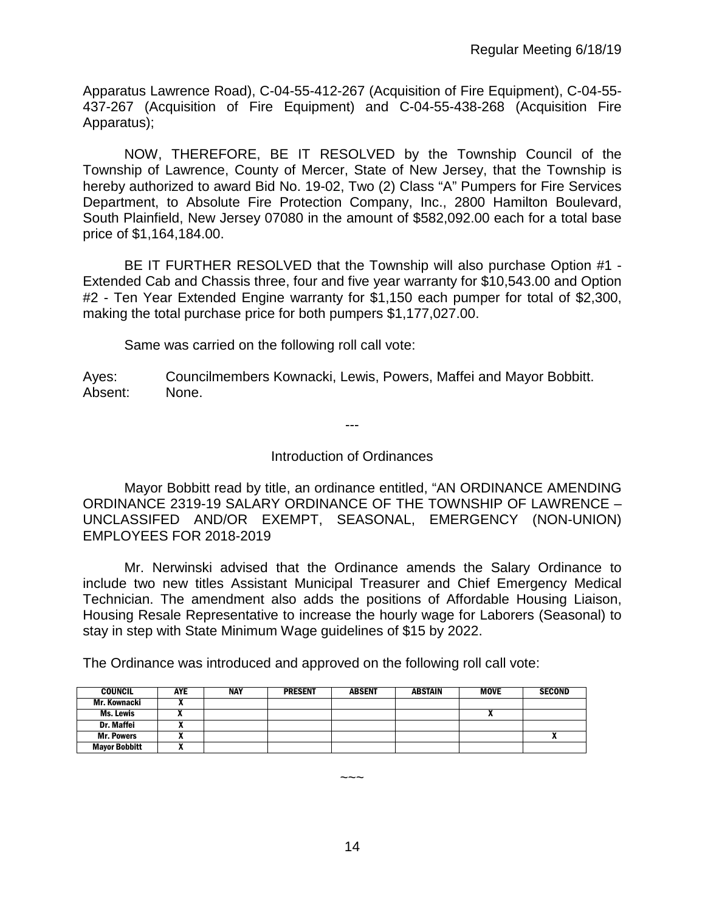Apparatus Lawrence Road), C-04-55-412-267 (Acquisition of Fire Equipment), C-04-55-437-267 (Acquisition of Fire Equipment) and C-04-55-438-268 (Acquisition Fire Apparatus);

NOW, THEREFORE, BE IT RESOLVED by the Township Council of the Township of Lawrence, County of Mercer, State of New Jersey, that the Township is hereby authorized to award Bid No. 19-02, Two (2) Class "A" Pumpers for Fire Services Department, to Absolute Fire Protection Company, Inc., 2800 Hamilton Boulevard, South Plainfield, New Jersey 07080 in the amount of $582,092.00 each for a total base price of $1,164,184.00.

BE IT FURTHER RESOLVED that the Township will also purchase Option #1 - Extended Cab and Chassis three, four and five year warranty for $10,543.00 and Option #2 - Ten Year Extended Engine warranty for $1,150 each pumper for total of $2,300, making the total purchase price for both pumpers $1,177,027.00.

Same was carried on the following roll call vote:

Ayes: Councilmembers Kownacki, Lewis, Powers, Maffei and Mayor Bobbitt.
Absent: None.

---

## Introduction of Ordinances

Mayor Bobbitt read by title, an ordinance entitled, "AN ORDINANCE AMENDING ORDINANCE 2319-19 SALARY ORDINANCE OF THE TOWNSHIP OF LAWRENCE – UNCLASSIFED AND/OR EXEMPT, SEASONAL, EMERGENCY (NON-UNION) EMPLOYEES FOR 2018-2019

Mr. Nerwinski advised that the Ordinance amends the Salary Ordinance to include two new titles Assistant Municipal Treasurer and Chief Emergency Medical Technician. The amendment also adds the positions of Affordable Housing Liaison, Housing Resale Representative to increase the hourly wage for Laborers (Seasonal) to stay in step with State Minimum Wage guidelines of $15 by 2022.

The Ordinance was introduced and approved on the following roll call vote:

| COUNCIL | AYE | NAY | PRESENT | ABSENT | ABSTAIN | MOVE | SECOND |
|---|---|---|---|---|---|---|---|
| Mr. Kownacki | X | | | | | | |
| Ms. Lewis | X | | | | | X | |
| Dr. Maffei | X | | | | | | |
| Mr. Powers | X | | | | | | X |
| Mayor Bobbitt | X | | | | | | |

~~~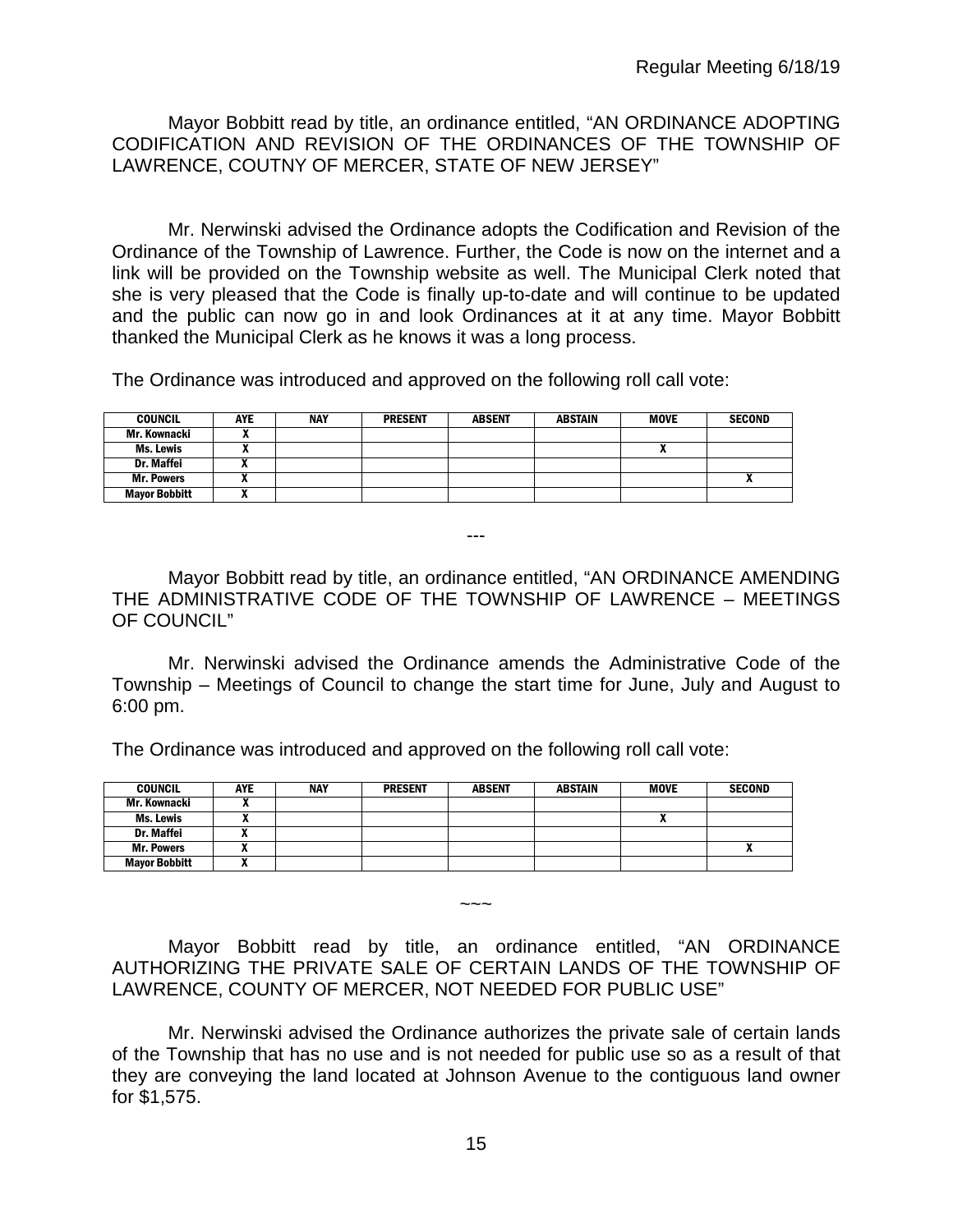Mayor Bobbitt read by title, an ordinance entitled, "AN ORDINANCE ADOPTING CODIFICATION AND REVISION OF THE ORDINANCES OF THE TOWNSHIP OF LAWRENCE, COUTNY OF MERCER, STATE OF NEW JERSEY"

Mr. Nerwinski advised the Ordinance adopts the Codification and Revision of the Ordinance of the Township of Lawrence. Further, the Code is now on the internet and a link will be provided on the Township website as well. The Municipal Clerk noted that she is very pleased that the Code is finally up-to-date and will continue to be updated and the public can now go in and look Ordinances at it at any time. Mayor Bobbitt thanked the Municipal Clerk as he knows it was a long process.

The Ordinance was introduced and approved on the following roll call vote:

| COUNCIL | AYE | NAY | PRESENT | ABSENT | ABSTAIN | MOVE | SECOND |
|---|---|---|---|---|---|---|---|
| Mr. Kownacki | X | | | | | | |
| Ms. Lewis | X | | | | | X | |
| Dr. Maffei | X | | | | | | |
| Mr. Powers | X | | | | | | X |
| Mayor Bobbitt | X | | | | | | |

---

Mayor Bobbitt read by title, an ordinance entitled, "AN ORDINANCE AMENDING THE ADMINISTRATIVE CODE OF THE TOWNSHIP OF LAWRENCE – MEETINGS OF COUNCIL"

Mr. Nerwinski advised the Ordinance amends the Administrative Code of the Township – Meetings of Council to change the start time for June, July and August to 6:00 pm.

The Ordinance was introduced and approved on the following roll call vote:

| COUNCIL | AYE | NAY | PRESENT | ABSENT | ABSTAIN | MOVE | SECOND |
|---|---|---|---|---|---|---|---|
| Mr. Kownacki | X | | | | | | |
| Ms. Lewis | X | | | | | X | |
| Dr. Maffei | X | | | | | | |
| Mr. Powers | X | | | | | | X |
| Mayor Bobbitt | X | | | | | | |

~~~

Mayor Bobbitt read by title, an ordinance entitled, "AN ORDINANCE AUTHORIZING THE PRIVATE SALE OF CERTAIN LANDS OF THE TOWNSHIP OF LAWRENCE, COUNTY OF MERCER, NOT NEEDED FOR PUBLIC USE"

Mr. Nerwinski advised the Ordinance authorizes the private sale of certain lands of the Township that has no use and is not needed for public use so as a result of that they are conveying the land located at Johnson Avenue to the contiguous land owner for $1,575.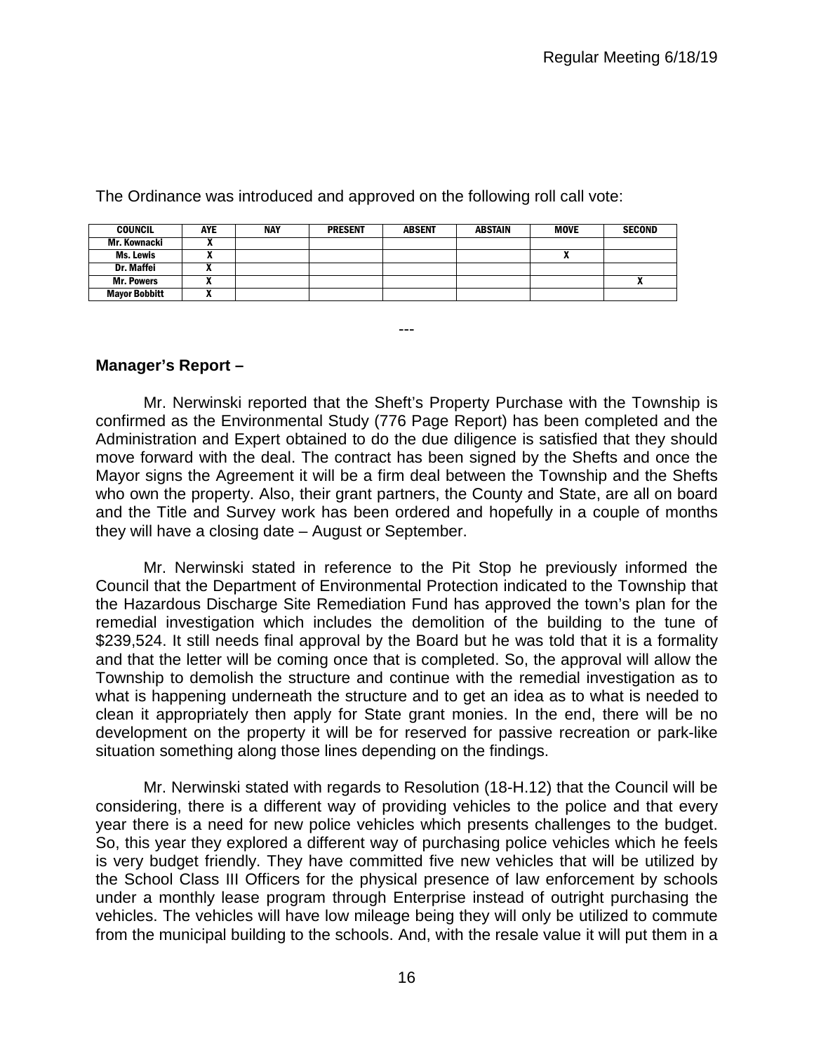The Ordinance was introduced and approved on the following roll call vote:

| COUNCIL | AYE | NAY | PRESENT | ABSENT | ABSTAIN | MOVE | SECOND |
|---|---|---|---|---|---|---|---|
| Mr. Kownacki | X | | | | | | |
| Ms. Lewis | X | | | | | X | |
| Dr. Maffei | X | | | | | | |
| Mr. Powers | X | | | | | | X |
| Mayor Bobbitt | X | | | | | | |

---

**Manager's Report –**

Mr. Nerwinski reported that the Sheft's Property Purchase with the Township is confirmed as the Environmental Study (776 Page Report) has been completed and the Administration and Expert obtained to do the due diligence is satisfied that they should move forward with the deal. The contract has been signed by the Shefts and once the Mayor signs the Agreement it will be a firm deal between the Township and the Shefts who own the property. Also, their grant partners, the County and State, are all on board and the Title and Survey work has been ordered and hopefully in a couple of months they will have a closing date – August or September.

Mr. Nerwinski stated in reference to the Pit Stop he previously informed the Council that the Department of Environmental Protection indicated to the Township that the Hazardous Discharge Site Remediation Fund has approved the town's plan for the remedial investigation which includes the demolition of the building to the tune of $239,524. It still needs final approval by the Board but he was told that it is a formality and that the letter will be coming once that is completed. So, the approval will allow the Township to demolish the structure and continue with the remedial investigation as to what is happening underneath the structure and to get an idea as to what is needed to clean it appropriately then apply for State grant monies. In the end, there will be no development on the property it will be for reserved for passive recreation or park-like situation something along those lines depending on the findings.

Mr. Nerwinski stated with regards to Resolution (18-H.12) that the Council will be considering, there is a different way of providing vehicles to the police and that every year there is a need for new police vehicles which presents challenges to the budget. So, this year they explored a different way of purchasing police vehicles which he feels is very budget friendly. They have committed five new vehicles that will be utilized by the School Class III Officers for the physical presence of law enforcement by schools under a monthly lease program through Enterprise instead of outright purchasing the vehicles. The vehicles will have low mileage being they will only be utilized to commute from the municipal building to the schools. And, with the resale value it will put them in a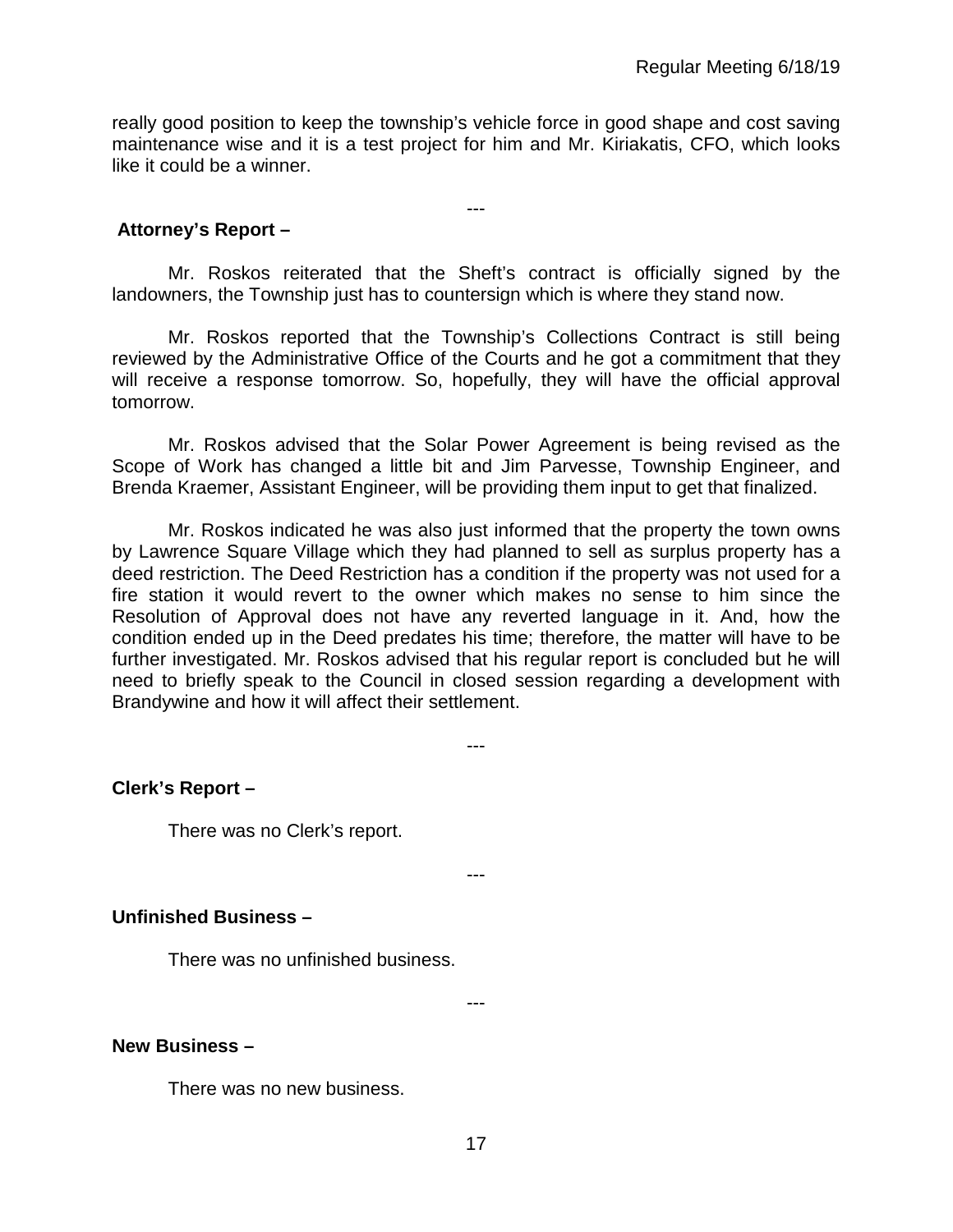really good position to keep the township's vehicle force in good shape and cost saving maintenance wise and it is a test project for him and Mr. Kiriakatis, CFO, which looks like it could be a winner.

---

**Attorney's Report –**

Mr. Roskos reiterated that the Sheft's contract is officially signed by the landowners, the Township just has to countersign which is where they stand now.

Mr. Roskos reported that the Township's Collections Contract is still being reviewed by the Administrative Office of the Courts and he got a commitment that they will receive a response tomorrow. So, hopefully, they will have the official approval tomorrow.

Mr. Roskos advised that the Solar Power Agreement is being revised as the Scope of Work has changed a little bit and Jim Parvesse, Township Engineer, and Brenda Kraemer, Assistant Engineer, will be providing them input to get that finalized.

Mr. Roskos indicated he was also just informed that the property the town owns by Lawrence Square Village which they had planned to sell as surplus property has a deed restriction. The Deed Restriction has a condition if the property was not used for a fire station it would revert to the owner which makes no sense to him since the Resolution of Approval does not have any reverted language in it. And, how the condition ended up in the Deed predates his time; therefore, the matter will have to be further investigated. Mr. Roskos advised that his regular report is concluded but he will need to briefly speak to the Council in closed session regarding a development with Brandywine and how it will affect their settlement.

---

**Clerk's Report –**

There was no Clerk's report.

---

**Unfinished Business –**

There was no unfinished business.

---

**New Business –**

There was no new business.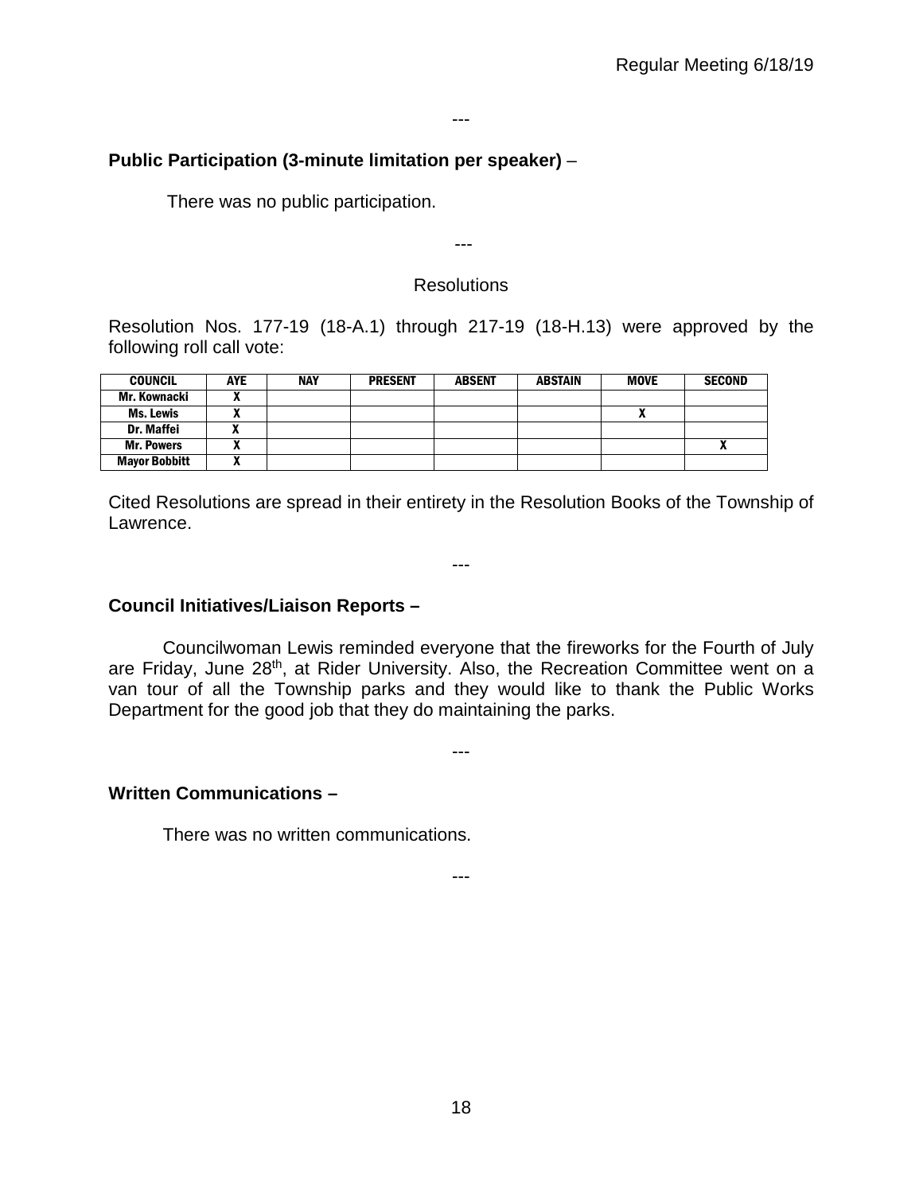---

**Public Participation (3-minute limitation per speaker)** –

There was no public participation.

---

Resolutions

Resolution Nos. 177-19 (18-A.1) through 217-19 (18-H.13) were approved by the following roll call vote:

| COUNCIL | AYE | NAY | PRESENT | ABSENT | ABSTAIN | MOVE | SECOND |
|---|---|---|---|---|---|---|---|
| Mr. Kownacki | X | | | | | | |
| Ms. Lewis | X | | | | | X | |
| Dr. Maffei | X | | | | | | |
| Mr. Powers | X | | | | | | X |
| Mayor Bobbitt | X | | | | | | |

Cited Resolutions are spread in their entirety in the Resolution Books of the Township of Lawrence.

---

**Council Initiatives/Liaison Reports –**

Councilwoman Lewis reminded everyone that the fireworks for the Fourth of July are Friday, June 28th, at Rider University. Also, the Recreation Committee went on a van tour of all the Township parks and they would like to thank the Public Works Department for the good job that they do maintaining the parks.

---

**Written Communications –**

There was no written communications.

---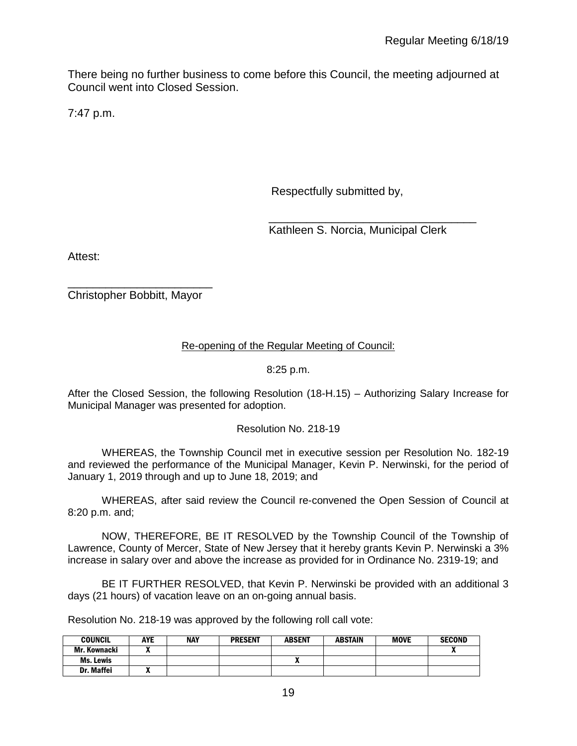There being no further business to come before this Council, the meeting adjourned at Council went into Closed Session.

7:47 p.m.

Respectfully submitted by,

\_\_\_\_\_\_\_\_\_\_\_\_\_\_\_\_\_\_\_\_\_\_\_\_\_\_\_\_\_\_\_\_\_\_

Kathleen S. Norcia, Municipal Clerk

Attest:

\_\_\_\_\_\_\_\_\_\_\_\_\_\_\_\_\_\_\_\_\_\_\_\_

Christopher Bobbitt, Mayor

<u>Re-opening of the Regular Meeting of Council:</u>

8:25 p.m.

After the Closed Session, the following Resolution (18-H.15) – Authorizing Salary Increase for Municipal Manager was presented for adoption.

Resolution No. 218-19

WHEREAS, the Township Council met in executive session per Resolution No. 182-19 and reviewed the performance of the Municipal Manager, Kevin P. Nerwinski, for the period of January 1, 2019 through and up to June 18, 2019; and

WHEREAS, after said review the Council re-convened the Open Session of Council at 8:20 p.m. and;

NOW, THEREFORE, BE IT RESOLVED by the Township Council of the Township of Lawrence, County of Mercer, State of New Jersey that it hereby grants Kevin P. Nerwinski a 3% increase in salary over and above the increase as provided for in Ordinance No. 2319-19; and

BE IT FURTHER RESOLVED, that Kevin P. Nerwinski be provided with an additional 3 days (21 hours) of vacation leave on an on-going annual basis.

Resolution No. 218-19 was approved by the following roll call vote:

| COUNCIL | AYE | NAY | PRESENT | ABSENT | ABSTAIN | MOVE | SECOND |
|---|---|---|---|---|---|---|---|
| Mr. Kownacki | X | | | | | | X |
| Ms. Lewis | | | | X | | | |
| Dr. Maffei | X | | | | | | |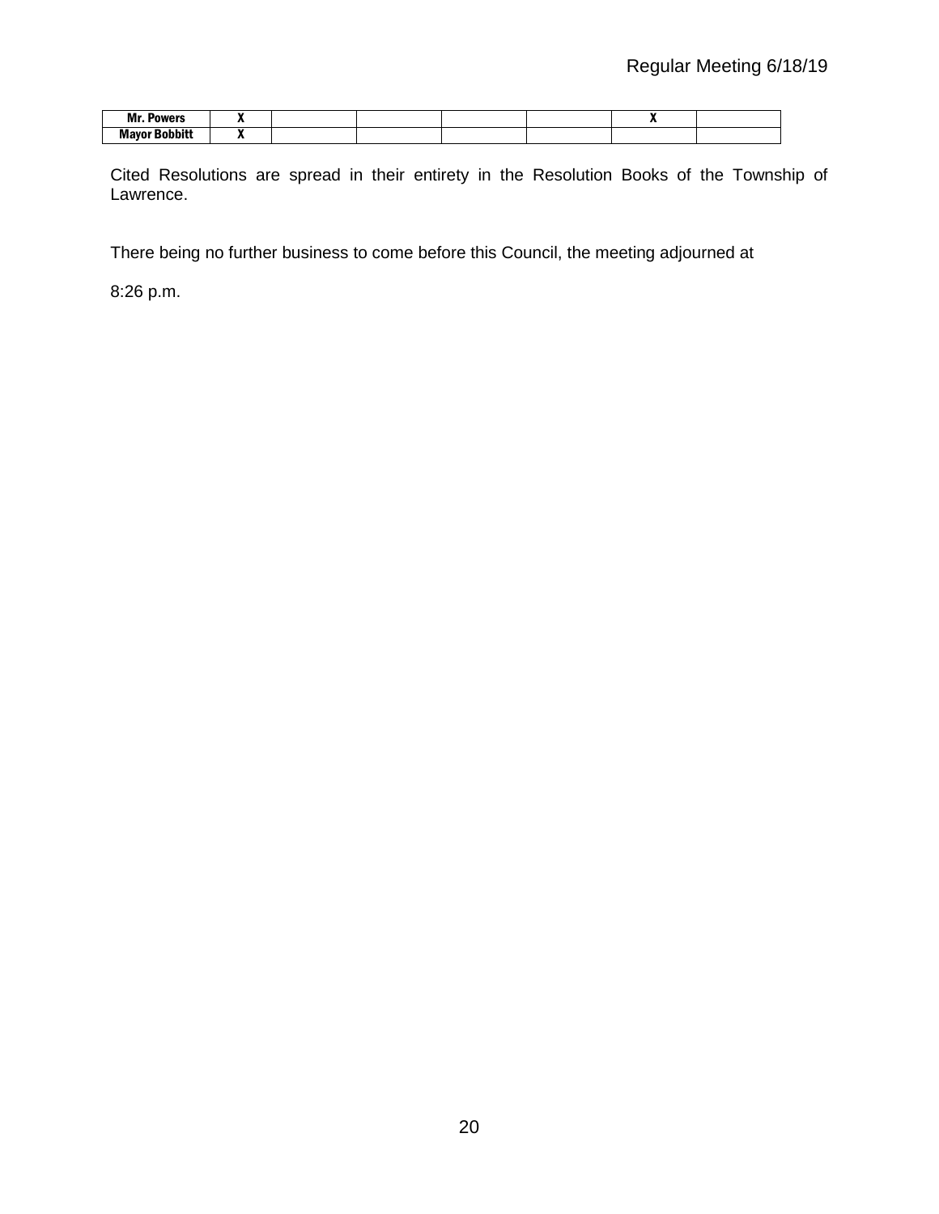| | | | | | | | |
|---|---|---|---|---|---|---|---|
| **Mr. Powers** | **X** | | | | | **X** | |
| **Mayor Bobbitt** | **X** | | | | | | |

Cited Resolutions are spread in their entirety in the Resolution Books of the Township of Lawrence.

There being no further business to come before this Council, the meeting adjourned at

8:26 p.m.